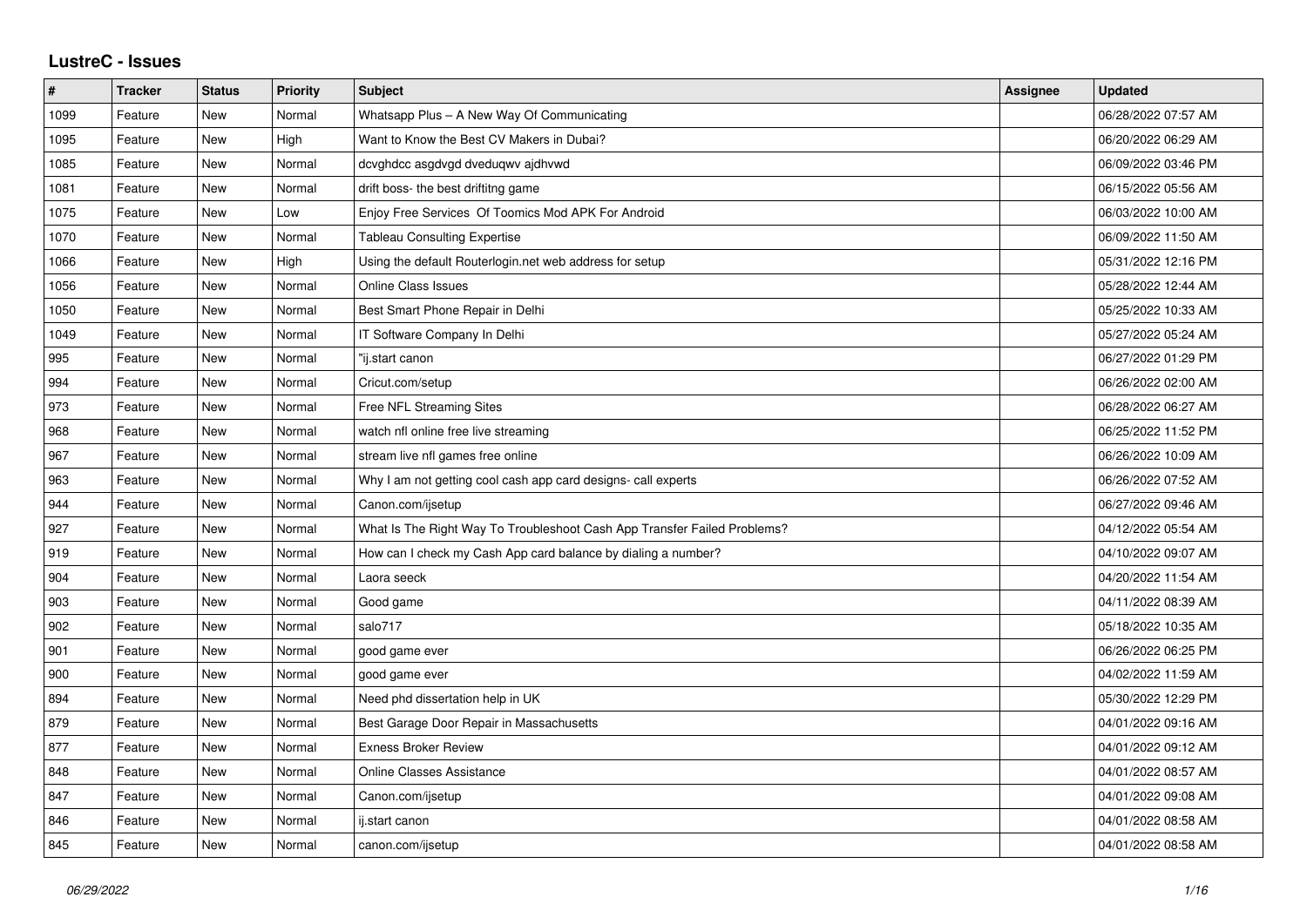# LustreC - Issues

| # | Tracker | Status | Priority | Subject | Assignee | Updated |
|---|---|---|---|---|---|---|
| 1099 | Feature | New | Normal | Whatsapp Plus – A New Way Of Communicating | | 06/28/2022 07:57 AM |
| 1095 | Feature | New | High | Want to Know the Best CV Makers in Dubai? | | 06/20/2022 06:29 AM |
| 1085 | Feature | New | Normal | dcvghdcc asgdvgd dveduqwv ajdhvwd | | 06/09/2022 03:46 PM |
| 1081 | Feature | New | Normal | drift boss- the best driftitng game | | 06/15/2022 05:56 AM |
| 1075 | Feature | New | Low | Enjoy Free Services Of Toomics Mod APK For Android | | 06/03/2022 10:00 AM |
| 1070 | Feature | New | Normal | Tableau Consulting Expertise | | 06/09/2022 11:50 AM |
| 1066 | Feature | New | High | Using the default Routerlogin.net web address for setup | | 05/31/2022 12:16 PM |
| 1056 | Feature | New | Normal | Online Class Issues | | 05/28/2022 12:44 AM |
| 1050 | Feature | New | Normal | Best Smart Phone Repair in Delhi | | 05/25/2022 10:33 AM |
| 1049 | Feature | New | Normal | IT Software Company In Delhi | | 05/27/2022 05:24 AM |
| 995 | Feature | New | Normal | "ij.start canon | | 06/27/2022 01:29 PM |
| 994 | Feature | New | Normal | Cricut.com/setup | | 06/26/2022 02:00 AM |
| 973 | Feature | New | Normal | Free NFL Streaming Sites | | 06/28/2022 06:27 AM |
| 968 | Feature | New | Normal | watch nfl online free live streaming | | 06/25/2022 11:52 PM |
| 967 | Feature | New | Normal | stream live nfl games free online | | 06/26/2022 10:09 AM |
| 963 | Feature | New | Normal | Why I am not getting cool cash app card designs- call experts | | 06/26/2022 07:52 AM |
| 944 | Feature | New | Normal | Canon.com/ijsetup | | 06/27/2022 09:46 AM |
| 927 | Feature | New | Normal | What Is The Right Way To Troubleshoot Cash App Transfer Failed Problems? | | 04/12/2022 05:54 AM |
| 919 | Feature | New | Normal | How can I check my Cash App card balance by dialing a number? | | 04/10/2022 09:07 AM |
| 904 | Feature | New | Normal | Laora seeck | | 04/20/2022 11:54 AM |
| 903 | Feature | New | Normal | Good game | | 04/11/2022 08:39 AM |
| 902 | Feature | New | Normal | salo717 | | 05/18/2022 10:35 AM |
| 901 | Feature | New | Normal | good game ever | | 06/26/2022 06:25 PM |
| 900 | Feature | New | Normal | good game ever | | 04/02/2022 11:59 AM |
| 894 | Feature | New | Normal | Need phd dissertation help in UK | | 05/30/2022 12:29 PM |
| 879 | Feature | New | Normal | Best Garage Door Repair in Massachusetts | | 04/01/2022 09:16 AM |
| 877 | Feature | New | Normal | Exness Broker Review | | 04/01/2022 09:12 AM |
| 848 | Feature | New | Normal | Online Classes Assistance | | 04/01/2022 08:57 AM |
| 847 | Feature | New | Normal | Canon.com/ijsetup | | 04/01/2022 09:08 AM |
| 846 | Feature | New | Normal | ij.start canon | | 04/01/2022 08:58 AM |
| 845 | Feature | New | Normal | canon.com/ijsetup | | 04/01/2022 08:58 AM |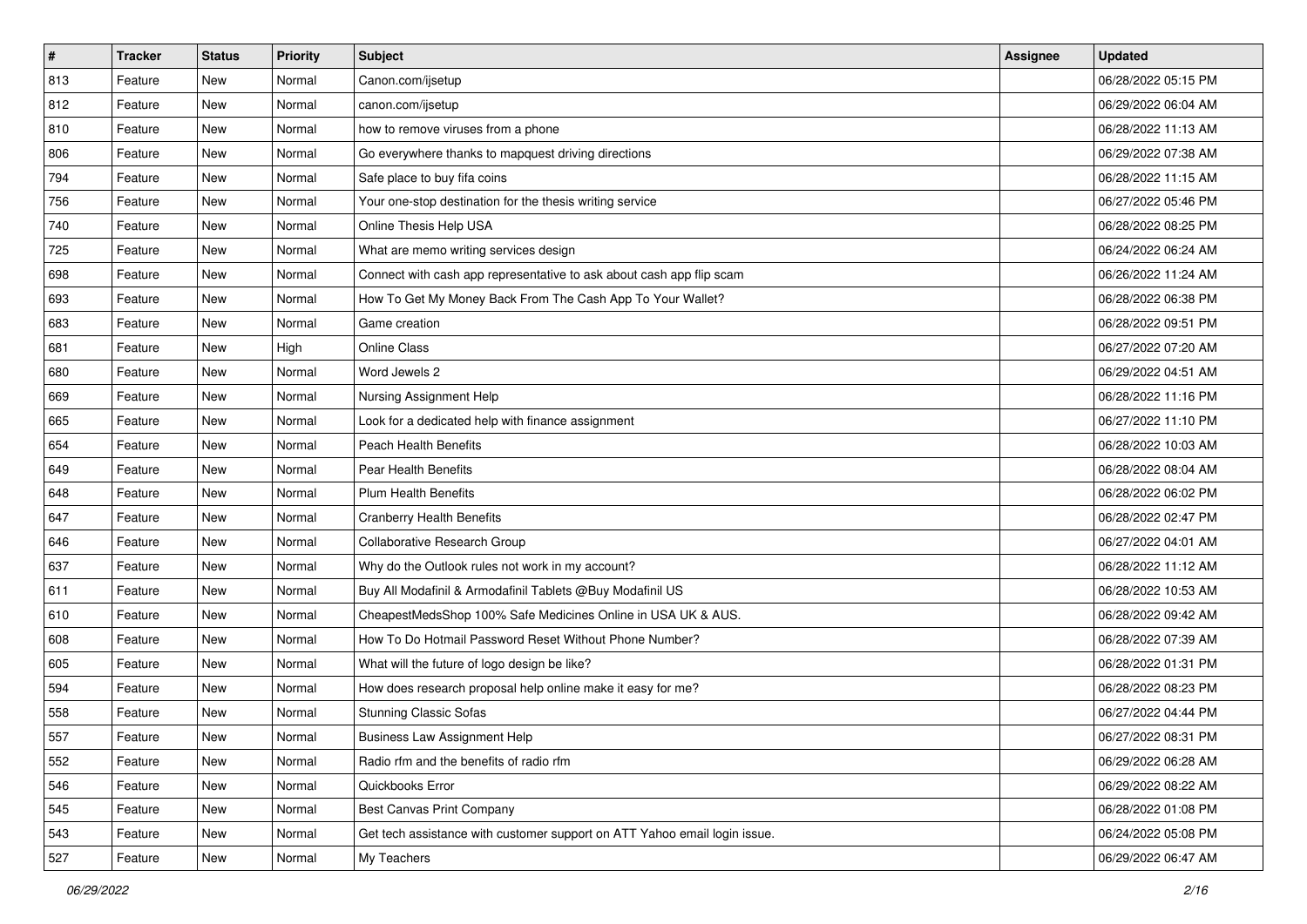| # | Tracker | Status | Priority | Subject | Assignee | Updated |
|---|---|---|---|---|---|---|
| 813 | Feature | New | Normal | Canon.com/ijsetup | | 06/28/2022 05:15 PM |
| 812 | Feature | New | Normal | canon.com/ijsetup | | 06/29/2022 06:04 AM |
| 810 | Feature | New | Normal | how to remove viruses from a phone | | 06/28/2022 11:13 AM |
| 806 | Feature | New | Normal | Go everywhere thanks to mapquest driving directions | | 06/29/2022 07:38 AM |
| 794 | Feature | New | Normal | Safe place to buy fifa coins | | 06/28/2022 11:15 AM |
| 756 | Feature | New | Normal | Your one-stop destination for the thesis writing service | | 06/27/2022 05:46 PM |
| 740 | Feature | New | Normal | Online Thesis Help USA | | 06/28/2022 08:25 PM |
| 725 | Feature | New | Normal | What are memo writing services design | | 06/24/2022 06:24 AM |
| 698 | Feature | New | Normal | Connect with cash app representative to ask about cash app flip scam | | 06/26/2022 11:24 AM |
| 693 | Feature | New | Normal | How To Get My Money Back From The Cash App To Your Wallet? | | 06/28/2022 06:38 PM |
| 683 | Feature | New | Normal | Game creation | | 06/28/2022 09:51 PM |
| 681 | Feature | New | High | Online Class | | 06/27/2022 07:20 AM |
| 680 | Feature | New | Normal | Word Jewels 2 | | 06/29/2022 04:51 AM |
| 669 | Feature | New | Normal | Nursing Assignment Help | | 06/28/2022 11:16 PM |
| 665 | Feature | New | Normal | Look for a dedicated help with finance assignment | | 06/27/2022 11:10 PM |
| 654 | Feature | New | Normal | Peach Health Benefits | | 06/28/2022 10:03 AM |
| 649 | Feature | New | Normal | Pear Health Benefits | | 06/28/2022 08:04 AM |
| 648 | Feature | New | Normal | Plum Health Benefits | | 06/28/2022 06:02 PM |
| 647 | Feature | New | Normal | Cranberry Health Benefits | | 06/28/2022 02:47 PM |
| 646 | Feature | New | Normal | Collaborative Research Group | | 06/27/2022 04:01 AM |
| 637 | Feature | New | Normal | Why do the Outlook rules not work in my account? | | 06/28/2022 11:12 AM |
| 611 | Feature | New | Normal | Buy All Modafinil & Armodafinil Tablets @Buy Modafinil US | | 06/28/2022 10:53 AM |
| 610 | Feature | New | Normal | CheapestMedsShop 100% Safe Medicines Online in USA UK & AUS. | | 06/28/2022 09:42 AM |
| 608 | Feature | New | Normal | How To Do Hotmail Password Reset Without Phone Number? | | 06/28/2022 07:39 AM |
| 605 | Feature | New | Normal | What will the future of logo design be like? | | 06/28/2022 01:31 PM |
| 594 | Feature | New | Normal | How does research proposal help online make it easy for me? | | 06/28/2022 08:23 PM |
| 558 | Feature | New | Normal | Stunning Classic Sofas | | 06/27/2022 04:44 PM |
| 557 | Feature | New | Normal | Business Law Assignment Help | | 06/27/2022 08:31 PM |
| 552 | Feature | New | Normal | Radio rfm and the benefits of radio rfm | | 06/29/2022 06:28 AM |
| 546 | Feature | New | Normal | Quickbooks Error | | 06/29/2022 08:22 AM |
| 545 | Feature | New | Normal | Best Canvas Print Company | | 06/28/2022 01:08 PM |
| 543 | Feature | New | Normal | Get tech assistance with customer support on ATT Yahoo email login issue. | | 06/24/2022 05:08 PM |
| 527 | Feature | New | Normal | My Teachers | | 06/29/2022 06:47 AM |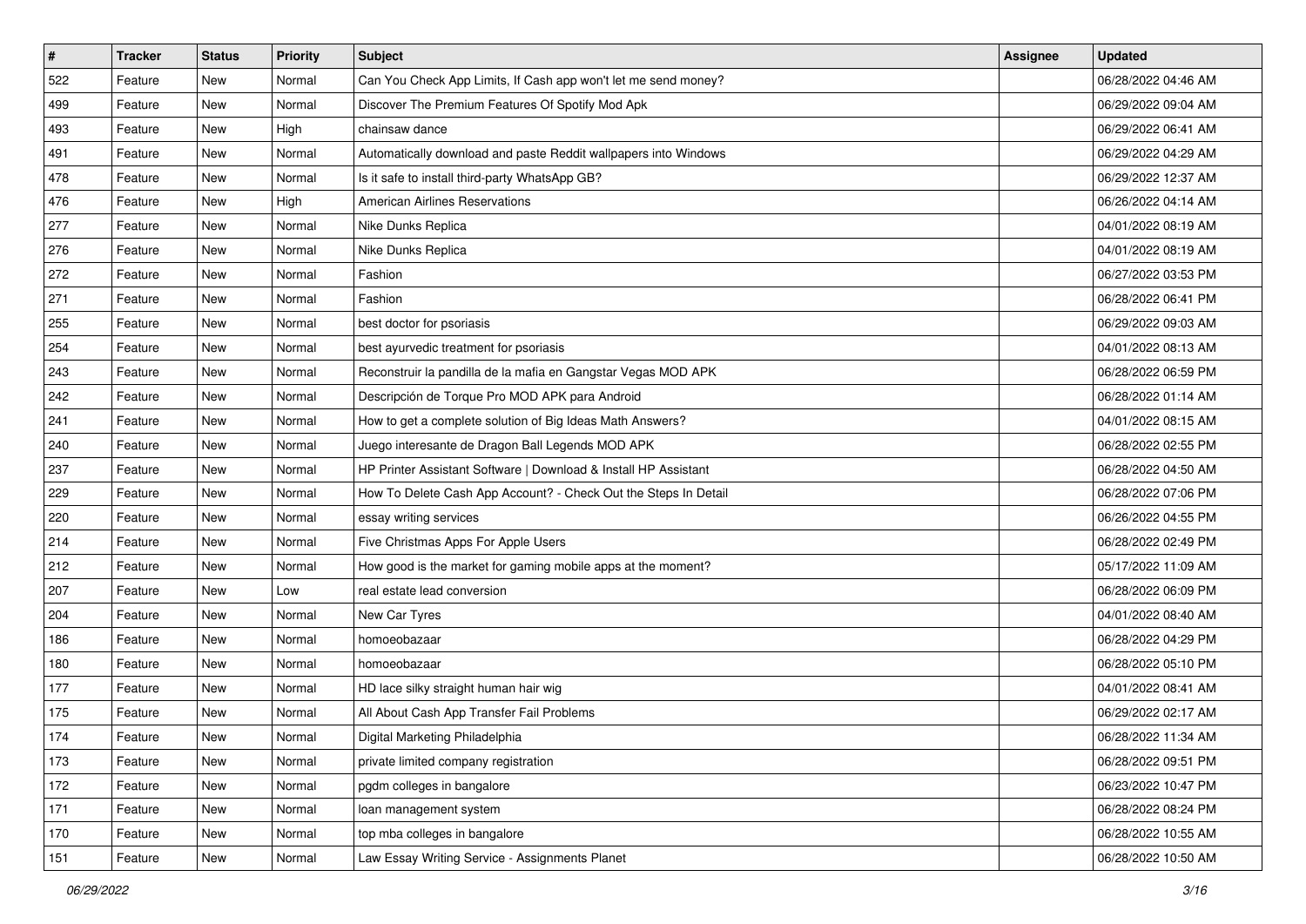| # | Tracker | Status | Priority | Subject | Assignee | Updated |
|---|---|---|---|---|---|---|
| 522 | Feature | New | Normal | Can You Check App Limits, If Cash app won't let me send money? | | 06/28/2022 04:46 AM |
| 499 | Feature | New | Normal | Discover The Premium Features Of Spotify Mod Apk | | 06/29/2022 09:04 AM |
| 493 | Feature | New | High | chainsaw dance | | 06/29/2022 06:41 AM |
| 491 | Feature | New | Normal | Automatically download and paste Reddit wallpapers into Windows | | 06/29/2022 04:29 AM |
| 478 | Feature | New | Normal | Is it safe to install third-party WhatsApp GB? | | 06/29/2022 12:37 AM |
| 476 | Feature | New | High | American Airlines Reservations | | 06/26/2022 04:14 AM |
| 277 | Feature | New | Normal | Nike Dunks Replica | | 04/01/2022 08:19 AM |
| 276 | Feature | New | Normal | Nike Dunks Replica | | 04/01/2022 08:19 AM |
| 272 | Feature | New | Normal | Fashion | | 06/27/2022 03:53 PM |
| 271 | Feature | New | Normal | Fashion | | 06/28/2022 06:41 PM |
| 255 | Feature | New | Normal | best doctor for psoriasis | | 06/29/2022 09:03 AM |
| 254 | Feature | New | Normal | best ayurvedic treatment for psoriasis | | 04/01/2022 08:13 AM |
| 243 | Feature | New | Normal | Reconstruir la pandilla de la mafia en Gangstar Vegas MOD APK | | 06/28/2022 06:59 PM |
| 242 | Feature | New | Normal | Descripción de Torque Pro MOD APK para Android | | 06/28/2022 01:14 AM |
| 241 | Feature | New | Normal | How to get a complete solution of Big Ideas Math Answers? | | 04/01/2022 08:15 AM |
| 240 | Feature | New | Normal | Juego interesante de Dragon Ball Legends MOD APK | | 06/28/2022 02:55 PM |
| 237 | Feature | New | Normal | HP Printer Assistant Software \| Download & Install HP Assistant | | 06/28/2022 04:50 AM |
| 229 | Feature | New | Normal | How To Delete Cash App Account? - Check Out the Steps In Detail | | 06/28/2022 07:06 PM |
| 220 | Feature | New | Normal | essay writing services | | 06/26/2022 04:55 PM |
| 214 | Feature | New | Normal | Five Christmas Apps For Apple Users | | 06/28/2022 02:49 PM |
| 212 | Feature | New | Normal | How good is the market for gaming mobile apps at the moment? | | 05/17/2022 11:09 AM |
| 207 | Feature | New | Low | real estate lead conversion | | 06/28/2022 06:09 PM |
| 204 | Feature | New | Normal | New Car Tyres | | 04/01/2022 08:40 AM |
| 186 | Feature | New | Normal | homoeobazaar | | 06/28/2022 04:29 PM |
| 180 | Feature | New | Normal | homoeobazaar | | 06/28/2022 05:10 PM |
| 177 | Feature | New | Normal | HD lace silky straight human hair wig | | 04/01/2022 08:41 AM |
| 175 | Feature | New | Normal | All About Cash App Transfer Fail Problems | | 06/29/2022 02:17 AM |
| 174 | Feature | New | Normal | Digital Marketing Philadelphia | | 06/28/2022 11:34 AM |
| 173 | Feature | New | Normal | private limited company registration | | 06/28/2022 09:51 PM |
| 172 | Feature | New | Normal | pgdm colleges in bangalore | | 06/23/2022 10:47 PM |
| 171 | Feature | New | Normal | loan management system | | 06/28/2022 08:24 PM |
| 170 | Feature | New | Normal | top mba colleges in bangalore | | 06/28/2022 10:55 AM |
| 151 | Feature | New | Normal | Law Essay Writing Service - Assignments Planet | | 06/28/2022 10:50 AM |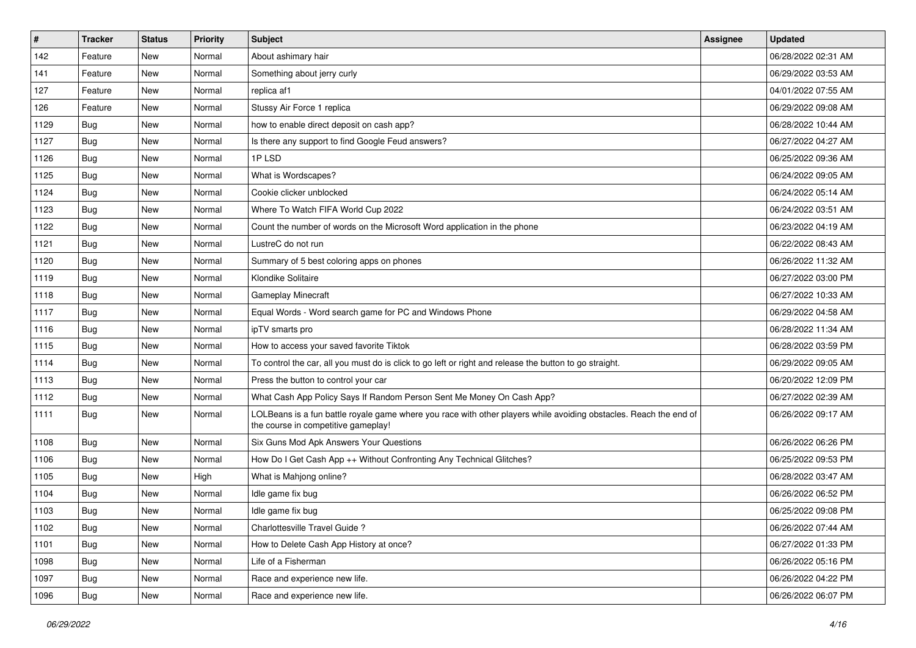| # | Tracker | Status | Priority | Subject | Assignee | Updated |
| --- | --- | --- | --- | --- | --- | --- |
| 142 | Feature | New | Normal | About ashimary hair | | 06/28/2022 02:31 AM |
| 141 | Feature | New | Normal | Something about jerry curly | | 06/29/2022 03:53 AM |
| 127 | Feature | New | Normal | replica af1 | | 04/01/2022 07:55 AM |
| 126 | Feature | New | Normal | Stussy Air Force 1 replica | | 06/29/2022 09:08 AM |
| 1129 | Bug | New | Normal | how to enable direct deposit on cash app? | | 06/28/2022 10:44 AM |
| 1127 | Bug | New | Normal | Is there any support to find Google Feud answers? | | 06/27/2022 04:27 AM |
| 1126 | Bug | New | Normal | 1P LSD | | 06/25/2022 09:36 AM |
| 1125 | Bug | New | Normal | What is Wordscapes? | | 06/24/2022 09:05 AM |
| 1124 | Bug | New | Normal | Cookie clicker unblocked | | 06/24/2022 05:14 AM |
| 1123 | Bug | New | Normal | Where To Watch FIFA World Cup 2022 | | 06/24/2022 03:51 AM |
| 1122 | Bug | New | Normal | Count the number of words on the Microsoft Word application in the phone | | 06/23/2022 04:19 AM |
| 1121 | Bug | New | Normal | LustreC do not run | | 06/22/2022 08:43 AM |
| 1120 | Bug | New | Normal | Summary of 5 best coloring apps on phones | | 06/26/2022 11:32 AM |
| 1119 | Bug | New | Normal | Klondike Solitaire | | 06/27/2022 03:00 PM |
| 1118 | Bug | New | Normal | Gameplay Minecraft | | 06/27/2022 10:33 AM |
| 1117 | Bug | New | Normal | Equal Words - Word search game for PC and Windows Phone | | 06/29/2022 04:58 AM |
| 1116 | Bug | New | Normal | ipTV smarts pro | | 06/28/2022 11:34 AM |
| 1115 | Bug | New | Normal | How to access your saved favorite Tiktok | | 06/28/2022 03:59 PM |
| 1114 | Bug | New | Normal | To control the car, all you must do is click to go left or right and release the button to go straight. | | 06/29/2022 09:05 AM |
| 1113 | Bug | New | Normal | Press the button to control your car | | 06/20/2022 12:09 PM |
| 1112 | Bug | New | Normal | What Cash App Policy Says If Random Person Sent Me Money On Cash App? | | 06/27/2022 02:39 AM |
| 1111 | Bug | New | Normal | LOLBeans is a fun battle royale game where you race with other players while avoiding obstacles. Reach the end of the course in competitive gameplay! | | 06/26/2022 09:17 AM |
| 1108 | Bug | New | Normal | Six Guns Mod Apk Answers Your Questions | | 06/26/2022 06:26 PM |
| 1106 | Bug | New | Normal | How Do I Get Cash App ++ Without Confronting Any Technical Glitches? | | 06/25/2022 09:53 PM |
| 1105 | Bug | New | High | What is Mahjong online? | | 06/28/2022 03:47 AM |
| 1104 | Bug | New | Normal | Idle game fix bug | | 06/26/2022 06:52 PM |
| 1103 | Bug | New | Normal | Idle game fix bug | | 06/25/2022 09:08 PM |
| 1102 | Bug | New | Normal | Charlottesville Travel Guide ? | | 06/26/2022 07:44 AM |
| 1101 | Bug | New | Normal | How to Delete Cash App History at once? | | 06/27/2022 01:33 PM |
| 1098 | Bug | New | Normal | Life of a Fisherman | | 06/26/2022 05:16 PM |
| 1097 | Bug | New | Normal | Race and experience new life. | | 06/26/2022 04:22 PM |
| 1096 | Bug | New | Normal | Race and experience new life. | | 06/26/2022 06:07 PM |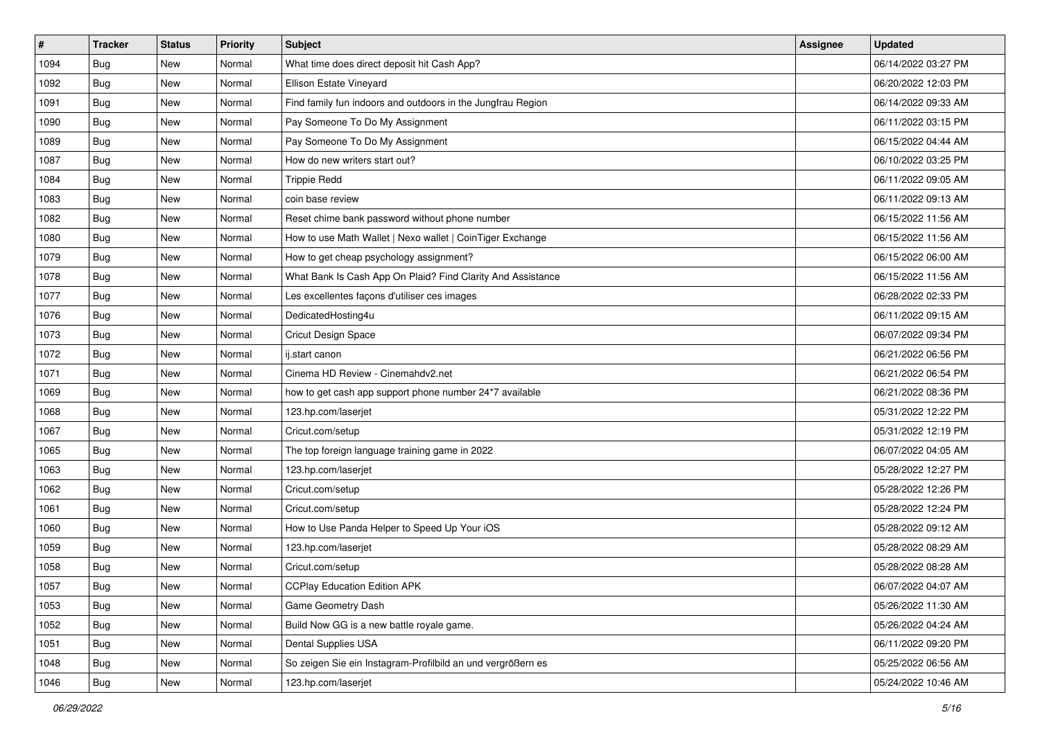| # | Tracker | Status | Priority | Subject | Assignee | Updated |
| --- | --- | --- | --- | --- | --- | --- |
| 1094 | Bug | New | Normal | What time does direct deposit hit Cash App? | | 06/14/2022 03:27 PM |
| 1092 | Bug | New | Normal | Ellison Estate Vineyard | | 06/20/2022 12:03 PM |
| 1091 | Bug | New | Normal | Find family fun indoors and outdoors in the Jungfrau Region | | 06/14/2022 09:33 AM |
| 1090 | Bug | New | Normal | Pay Someone To Do My Assignment | | 06/11/2022 03:15 PM |
| 1089 | Bug | New | Normal | Pay Someone To Do My Assignment | | 06/15/2022 04:44 AM |
| 1087 | Bug | New | Normal | How do new writers start out? | | 06/10/2022 03:25 PM |
| 1084 | Bug | New | Normal | Trippie Redd | | 06/11/2022 09:05 AM |
| 1083 | Bug | New | Normal | coin base review | | 06/11/2022 09:13 AM |
| 1082 | Bug | New | Normal | Reset chime bank password without phone number | | 06/15/2022 11:56 AM |
| 1080 | Bug | New | Normal | How to use Math Wallet \| Nexo wallet \| CoinTiger Exchange | | 06/15/2022 11:56 AM |
| 1079 | Bug | New | Normal | How to get cheap psychology assignment? | | 06/15/2022 06:00 AM |
| 1078 | Bug | New | Normal | What Bank Is Cash App On Plaid? Find Clarity And Assistance | | 06/15/2022 11:56 AM |
| 1077 | Bug | New | Normal | Les excellentes façons d'utiliser ces images | | 06/28/2022 02:33 PM |
| 1076 | Bug | New | Normal | DedicatedHosting4u | | 06/11/2022 09:15 AM |
| 1073 | Bug | New | Normal | Cricut Design Space | | 06/07/2022 09:34 PM |
| 1072 | Bug | New | Normal | ij.start canon | | 06/21/2022 06:56 PM |
| 1071 | Bug | New | Normal | Cinema HD Review - Cinemahdv2.net | | 06/21/2022 06:54 PM |
| 1069 | Bug | New | Normal | how to get cash app support phone number 24*7 available | | 06/21/2022 08:36 PM |
| 1068 | Bug | New | Normal | 123.hp.com/laserjet | | 05/31/2022 12:22 PM |
| 1067 | Bug | New | Normal | Cricut.com/setup | | 05/31/2022 12:19 PM |
| 1065 | Bug | New | Normal | The top foreign language training game in 2022 | | 06/07/2022 04:05 AM |
| 1063 | Bug | New | Normal | 123.hp.com/laserjet | | 05/28/2022 12:27 PM |
| 1062 | Bug | New | Normal | Cricut.com/setup | | 05/28/2022 12:26 PM |
| 1061 | Bug | New | Normal | Cricut.com/setup | | 05/28/2022 12:24 PM |
| 1060 | Bug | New | Normal | How to Use Panda Helper to Speed Up Your iOS | | 05/28/2022 09:12 AM |
| 1059 | Bug | New | Normal | 123.hp.com/laserjet | | 05/28/2022 08:29 AM |
| 1058 | Bug | New | Normal | Cricut.com/setup | | 05/28/2022 08:28 AM |
| 1057 | Bug | New | Normal | CCPlay Education Edition APK | | 06/07/2022 04:07 AM |
| 1053 | Bug | New | Normal | Game Geometry Dash | | 05/26/2022 11:30 AM |
| 1052 | Bug | New | Normal | Build Now GG is a new battle royale game. | | 05/26/2022 04:24 AM |
| 1051 | Bug | New | Normal | Dental Supplies USA | | 06/11/2022 09:20 PM |
| 1048 | Bug | New | Normal | So zeigen Sie ein Instagram-Profilbild an und vergrößern es | | 05/25/2022 06:56 AM |
| 1046 | Bug | New | Normal | 123.hp.com/laserjet | | 05/24/2022 10:46 AM |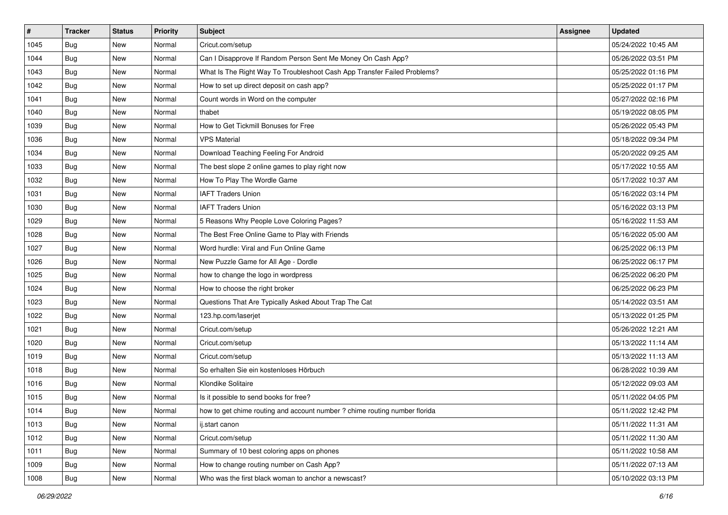| # | Tracker | Status | Priority | Subject | Assignee | Updated |
| --- | --- | --- | --- | --- | --- | --- |
| 1045 | Bug | New | Normal | Cricut.com/setup | | 05/24/2022 10:45 AM |
| 1044 | Bug | New | Normal | Can I Disapprove If Random Person Sent Me Money On Cash App? | | 05/26/2022 03:51 PM |
| 1043 | Bug | New | Normal | What Is The Right Way To Troubleshoot Cash App Transfer Failed Problems? | | 05/25/2022 01:16 PM |
| 1042 | Bug | New | Normal | How to set up direct deposit on cash app? | | 05/25/2022 01:17 PM |
| 1041 | Bug | New | Normal | Count words in Word on the computer | | 05/27/2022 02:16 PM |
| 1040 | Bug | New | Normal | thabet | | 05/19/2022 08:05 PM |
| 1039 | Bug | New | Normal | How to Get Tickmill Bonuses for Free | | 05/26/2022 05:43 PM |
| 1036 | Bug | New | Normal | VPS Material | | 05/18/2022 09:34 PM |
| 1034 | Bug | New | Normal | Download Teaching Feeling For Android | | 05/20/2022 09:25 AM |
| 1033 | Bug | New | Normal | The best slope 2 online games to play right now | | 05/17/2022 10:55 AM |
| 1032 | Bug | New | Normal | How To Play The Wordle Game | | 05/17/2022 10:37 AM |
| 1031 | Bug | New | Normal | IAFT Traders Union | | 05/16/2022 03:14 PM |
| 1030 | Bug | New | Normal | IAFT Traders Union | | 05/16/2022 03:13 PM |
| 1029 | Bug | New | Normal | 5 Reasons Why People Love Coloring Pages? | | 05/16/2022 11:53 AM |
| 1028 | Bug | New | Normal | The Best Free Online Game to Play with Friends | | 05/16/2022 05:00 AM |
| 1027 | Bug | New | Normal | Word hurdle: Viral and Fun Online Game | | 06/25/2022 06:13 PM |
| 1026 | Bug | New | Normal | New Puzzle Game for All Age - Dordle | | 06/25/2022 06:17 PM |
| 1025 | Bug | New | Normal | how to change the logo in wordpress | | 06/25/2022 06:20 PM |
| 1024 | Bug | New | Normal | How to choose the right broker | | 06/25/2022 06:23 PM |
| 1023 | Bug | New | Normal | Questions That Are Typically Asked About Trap The Cat | | 05/14/2022 03:51 AM |
| 1022 | Bug | New | Normal | 123.hp.com/laserjet | | 05/13/2022 01:25 PM |
| 1021 | Bug | New | Normal | Cricut.com/setup | | 05/26/2022 12:21 AM |
| 1020 | Bug | New | Normal | Cricut.com/setup | | 05/13/2022 11:14 AM |
| 1019 | Bug | New | Normal | Cricut.com/setup | | 05/13/2022 11:13 AM |
| 1018 | Bug | New | Normal | So erhalten Sie ein kostenloses Hörbuch | | 06/28/2022 10:39 AM |
| 1016 | Bug | New | Normal | Klondike Solitaire | | 05/12/2022 09:03 AM |
| 1015 | Bug | New | Normal | Is it possible to send books for free? | | 05/11/2022 04:05 PM |
| 1014 | Bug | New | Normal | how to get chime routing and account number ? chime routing number florida | | 05/11/2022 12:42 PM |
| 1013 | Bug | New | Normal | ij.start canon | | 05/11/2022 11:31 AM |
| 1012 | Bug | New | Normal | Cricut.com/setup | | 05/11/2022 11:30 AM |
| 1011 | Bug | New | Normal | Summary of 10 best coloring apps on phones | | 05/11/2022 10:58 AM |
| 1009 | Bug | New | Normal | How to change routing number on Cash App? | | 05/11/2022 07:13 AM |
| 1008 | Bug | New | Normal | Who was the first black woman to anchor a newscast? | | 05/10/2022 03:13 PM |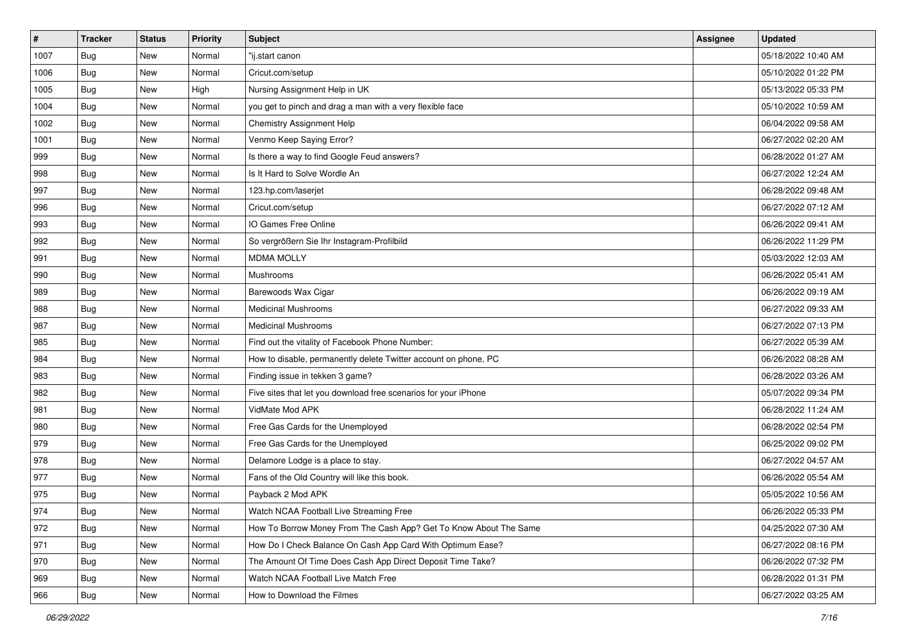| # | Tracker | Status | Priority | Subject | Assignee | Updated |
| --- | --- | --- | --- | --- | --- | --- |
| 1007 | Bug | New | Normal | "ij.start canon | | 05/18/2022 10:40 AM |
| 1006 | Bug | New | Normal | Cricut.com/setup | | 05/10/2022 01:22 PM |
| 1005 | Bug | New | High | Nursing Assignment Help in UK | | 05/13/2022 05:33 PM |
| 1004 | Bug | New | Normal | you get to pinch and drag a man with a very flexible face | | 05/10/2022 10:59 AM |
| 1002 | Bug | New | Normal | Chemistry Assignment Help | | 06/04/2022 09:58 AM |
| 1001 | Bug | New | Normal | Venmo Keep Saying Error? | | 06/27/2022 02:20 AM |
| 999 | Bug | New | Normal | Is there a way to find Google Feud answers? | | 06/28/2022 01:27 AM |
| 998 | Bug | New | Normal | Is It Hard to Solve Wordle An | | 06/27/2022 12:24 AM |
| 997 | Bug | New | Normal | 123.hp.com/laserjet | | 06/28/2022 09:48 AM |
| 996 | Bug | New | Normal | Cricut.com/setup | | 06/27/2022 07:12 AM |
| 993 | Bug | New | Normal | IO Games Free Online | | 06/26/2022 09:41 AM |
| 992 | Bug | New | Normal | So vergrößern Sie Ihr Instagram-Profilbild | | 06/26/2022 11:29 PM |
| 991 | Bug | New | Normal | MDMA MOLLY | | 05/03/2022 12:03 AM |
| 990 | Bug | New | Normal | Mushrooms | | 06/26/2022 05:41 AM |
| 989 | Bug | New | Normal | Barewoods Wax Cigar | | 06/26/2022 09:19 AM |
| 988 | Bug | New | Normal | Medicinal Mushrooms | | 06/27/2022 09:33 AM |
| 987 | Bug | New | Normal | Medicinal Mushrooms | | 06/27/2022 07:13 PM |
| 985 | Bug | New | Normal | Find out the vitality of Facebook Phone Number: | | 06/27/2022 05:39 AM |
| 984 | Bug | New | Normal | How to disable, permanently delete Twitter account on phone, PC | | 06/26/2022 08:28 AM |
| 983 | Bug | New | Normal | Finding issue in tekken 3 game? | | 06/28/2022 03:26 AM |
| 982 | Bug | New | Normal | Five sites that let you download free scenarios for your iPhone | | 05/07/2022 09:34 PM |
| 981 | Bug | New | Normal | VidMate Mod APK | | 06/28/2022 11:24 AM |
| 980 | Bug | New | Normal | Free Gas Cards for the Unemployed | | 06/28/2022 02:54 PM |
| 979 | Bug | New | Normal | Free Gas Cards for the Unemployed | | 06/25/2022 09:02 PM |
| 978 | Bug | New | Normal | Delamore Lodge is a place to stay. | | 06/27/2022 04:57 AM |
| 977 | Bug | New | Normal | Fans of the Old Country will like this book. | | 06/26/2022 05:54 AM |
| 975 | Bug | New | Normal | Payback 2 Mod APK | | 05/05/2022 10:56 AM |
| 974 | Bug | New | Normal | Watch NCAA Football Live Streaming Free | | 06/26/2022 05:33 PM |
| 972 | Bug | New | Normal | How To Borrow Money From The Cash App? Get To Know About The Same | | 04/25/2022 07:30 AM |
| 971 | Bug | New | Normal | How Do I Check Balance On Cash App Card With Optimum Ease? | | 06/27/2022 08:16 PM |
| 970 | Bug | New | Normal | The Amount Of Time Does Cash App Direct Deposit Time Take? | | 06/26/2022 07:32 PM |
| 969 | Bug | New | Normal | Watch NCAA Football Live Match Free | | 06/28/2022 01:31 PM |
| 966 | Bug | New | Normal | How to Download the Filmes | | 06/27/2022 03:25 AM |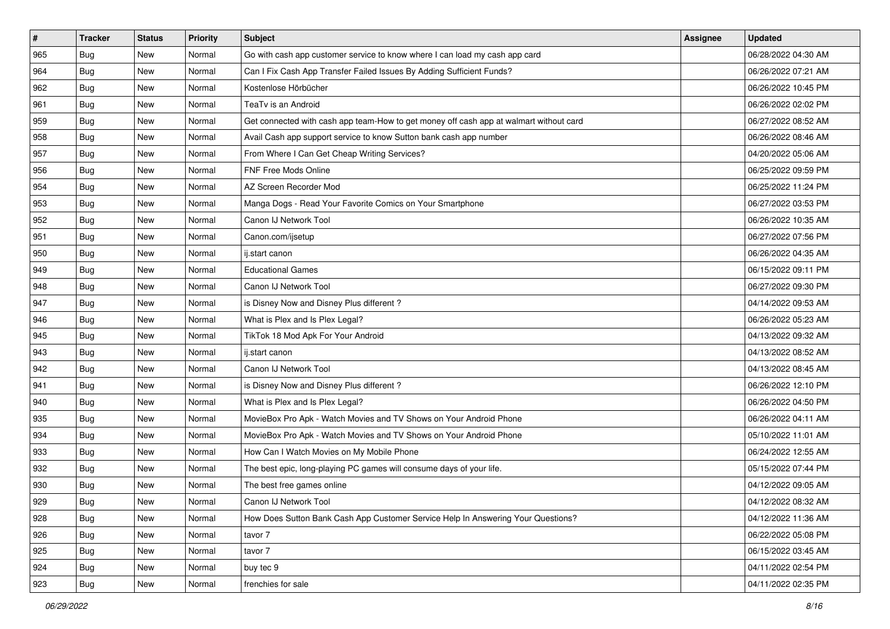| # | Tracker | Status | Priority | Subject | Assignee | Updated |
|---|---|---|---|---|---|---|
| 965 | Bug | New | Normal | Go with cash app customer service to know where I can load my cash app card | | 06/28/2022 04:30 AM |
| 964 | Bug | New | Normal | Can I Fix Cash App Transfer Failed Issues By Adding Sufficient Funds? | | 06/26/2022 07:21 AM |
| 962 | Bug | New | Normal | Kostenlose Hörbücher | | 06/26/2022 10:45 PM |
| 961 | Bug | New | Normal | TeaTv is an Android | | 06/26/2022 02:02 PM |
| 959 | Bug | New | Normal | Get connected with cash app team-How to get money off cash app at walmart without card | | 06/27/2022 08:52 AM |
| 958 | Bug | New | Normal | Avail Cash app support service to know Sutton bank cash app number | | 06/26/2022 08:46 AM |
| 957 | Bug | New | Normal | From Where I Can Get Cheap Writing Services? | | 04/20/2022 05:06 AM |
| 956 | Bug | New | Normal | FNF Free Mods Online | | 06/25/2022 09:59 PM |
| 954 | Bug | New | Normal | AZ Screen Recorder Mod | | 06/25/2022 11:24 PM |
| 953 | Bug | New | Normal | Manga Dogs - Read Your Favorite Comics on Your Smartphone | | 06/27/2022 03:53 PM |
| 952 | Bug | New | Normal | Canon IJ Network Tool | | 06/26/2022 10:35 AM |
| 951 | Bug | New | Normal | Canon.com/ijsetup | | 06/27/2022 07:56 PM |
| 950 | Bug | New | Normal | ij.start canon | | 06/26/2022 04:35 AM |
| 949 | Bug | New | Normal | Educational Games | | 06/15/2022 09:11 PM |
| 948 | Bug | New | Normal | Canon IJ Network Tool | | 06/27/2022 09:30 PM |
| 947 | Bug | New | Normal | is Disney Now and Disney Plus different ? | | 04/14/2022 09:53 AM |
| 946 | Bug | New | Normal | What is Plex and Is Plex Legal? | | 06/26/2022 05:23 AM |
| 945 | Bug | New | Normal | TikTok 18 Mod Apk For Your Android | | 04/13/2022 09:32 AM |
| 943 | Bug | New | Normal | ij.start canon | | 04/13/2022 08:52 AM |
| 942 | Bug | New | Normal | Canon IJ Network Tool | | 04/13/2022 08:45 AM |
| 941 | Bug | New | Normal | is Disney Now and Disney Plus different ? | | 06/26/2022 12:10 PM |
| 940 | Bug | New | Normal | What is Plex and Is Plex Legal? | | 06/26/2022 04:50 PM |
| 935 | Bug | New | Normal | MovieBox Pro Apk - Watch Movies and TV Shows on Your Android Phone | | 06/26/2022 04:11 AM |
| 934 | Bug | New | Normal | MovieBox Pro Apk - Watch Movies and TV Shows on Your Android Phone | | 05/10/2022 11:01 AM |
| 933 | Bug | New | Normal | How Can I Watch Movies on My Mobile Phone | | 06/24/2022 12:55 AM |
| 932 | Bug | New | Normal | The best epic, long-playing PC games will consume days of your life. | | 05/15/2022 07:44 PM |
| 930 | Bug | New | Normal | The best free games online | | 04/12/2022 09:05 AM |
| 929 | Bug | New | Normal | Canon IJ Network Tool | | 04/12/2022 08:32 AM |
| 928 | Bug | New | Normal | How Does Sutton Bank Cash App Customer Service Help In Answering Your Questions? | | 04/12/2022 11:36 AM |
| 926 | Bug | New | Normal | tavor 7 | | 06/22/2022 05:08 PM |
| 925 | Bug | New | Normal | tavor 7 | | 06/15/2022 03:45 AM |
| 924 | Bug | New | Normal | buy tec 9 | | 04/11/2022 02:54 PM |
| 923 | Bug | New | Normal | frenchies for sale | | 04/11/2022 02:35 PM |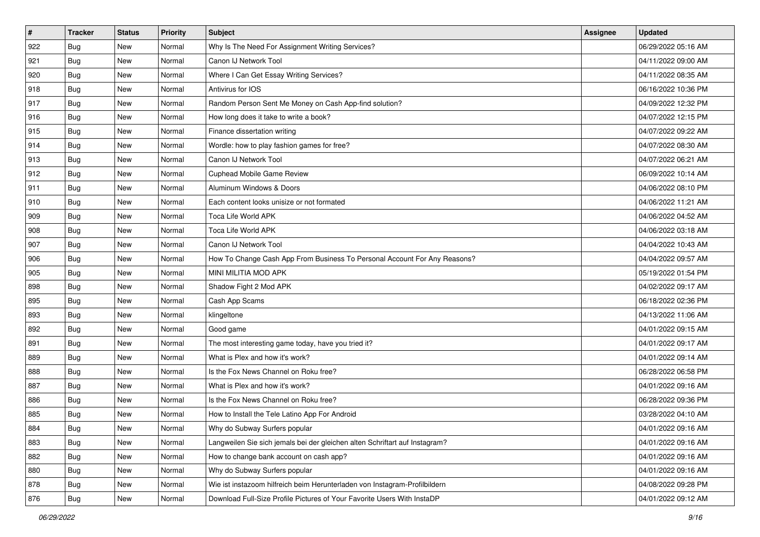| # | Tracker | Status | Priority | Subject | Assignee | Updated |
|---|---|---|---|---|---|---|
| 922 | Bug | New | Normal | Why Is The Need For Assignment Writing Services? | | 06/29/2022 05:16 AM |
| 921 | Bug | New | Normal | Canon IJ Network Tool | | 04/11/2022 09:00 AM |
| 920 | Bug | New | Normal | Where I Can Get Essay Writing Services? | | 04/11/2022 08:35 AM |
| 918 | Bug | New | Normal | Antivirus for IOS | | 06/16/2022 10:36 PM |
| 917 | Bug | New | Normal | Random Person Sent Me Money on Cash App-find solution? | | 04/09/2022 12:32 PM |
| 916 | Bug | New | Normal | How long does it take to write a book? | | 04/07/2022 12:15 PM |
| 915 | Bug | New | Normal | Finance dissertation writing | | 04/07/2022 09:22 AM |
| 914 | Bug | New | Normal | Wordle: how to play fashion games for free? | | 04/07/2022 08:30 AM |
| 913 | Bug | New | Normal | Canon IJ Network Tool | | 04/07/2022 06:21 AM |
| 912 | Bug | New | Normal | Cuphead Mobile Game Review | | 06/09/2022 10:14 AM |
| 911 | Bug | New | Normal | Aluminum Windows & Doors | | 04/06/2022 08:10 PM |
| 910 | Bug | New | Normal | Each content looks unisize or not formated | | 04/06/2022 11:21 AM |
| 909 | Bug | New | Normal | Toca Life World APK | | 04/06/2022 04:52 AM |
| 908 | Bug | New | Normal | Toca Life World APK | | 04/06/2022 03:18 AM |
| 907 | Bug | New | Normal | Canon IJ Network Tool | | 04/04/2022 10:43 AM |
| 906 | Bug | New | Normal | How To Change Cash App From Business To Personal Account For Any Reasons? | | 04/04/2022 09:57 AM |
| 905 | Bug | New | Normal | MINI MILITIA MOD APK | | 05/19/2022 01:54 PM |
| 898 | Bug | New | Normal | Shadow Fight 2 Mod APK | | 04/02/2022 09:17 AM |
| 895 | Bug | New | Normal | Cash App Scams | | 06/18/2022 02:36 PM |
| 893 | Bug | New | Normal | klingeltone | | 04/13/2022 11:06 AM |
| 892 | Bug | New | Normal | Good game | | 04/01/2022 09:15 AM |
| 891 | Bug | New | Normal | The most interesting game today, have you tried it? | | 04/01/2022 09:17 AM |
| 889 | Bug | New | Normal | What is Plex and how it's work? | | 04/01/2022 09:14 AM |
| 888 | Bug | New | Normal | Is the Fox News Channel on Roku free? | | 06/28/2022 06:58 PM |
| 887 | Bug | New | Normal | What is Plex and how it's work? | | 04/01/2022 09:16 AM |
| 886 | Bug | New | Normal | Is the Fox News Channel on Roku free? | | 06/28/2022 09:36 PM |
| 885 | Bug | New | Normal | How to Install the Tele Latino App For Android | | 03/28/2022 04:10 AM |
| 884 | Bug | New | Normal | Why do Subway Surfers popular | | 04/01/2022 09:16 AM |
| 883 | Bug | New | Normal | Langweilen Sie sich jemals bei der gleichen alten Schriftart auf Instagram? | | 04/01/2022 09:16 AM |
| 882 | Bug | New | Normal | How to change bank account on cash app? | | 04/01/2022 09:16 AM |
| 880 | Bug | New | Normal | Why do Subway Surfers popular | | 04/01/2022 09:16 AM |
| 878 | Bug | New | Normal | Wie ist instazoom hilfreich beim Herunterladen von Instagram-Profilbildern | | 04/08/2022 09:28 PM |
| 876 | Bug | New | Normal | Download Full-Size Profile Pictures of Your Favorite Users With InstaDP | | 04/01/2022 09:12 AM |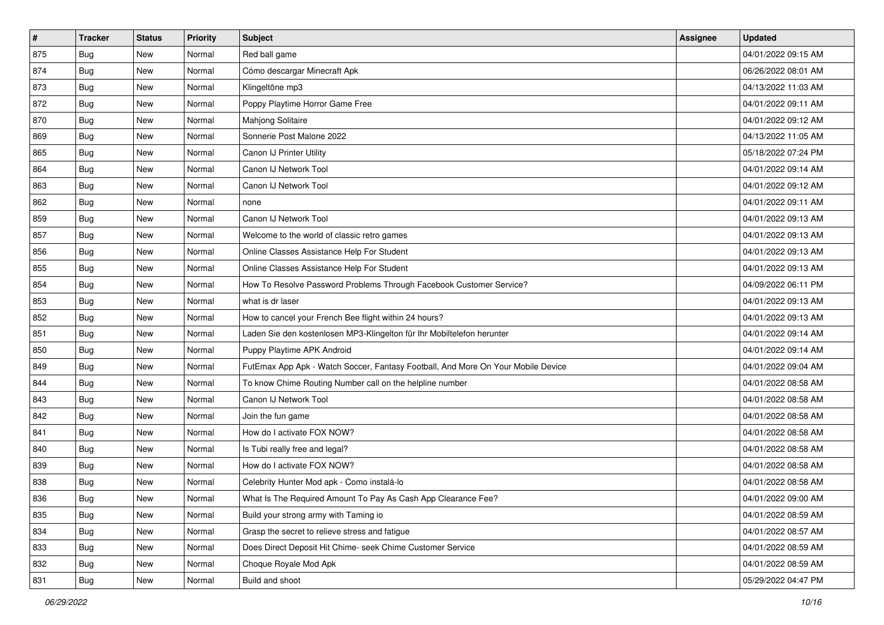| # | Tracker | Status | Priority | Subject | Assignee | Updated |
|---|---|---|---|---|---|---|
| 875 | Bug | New | Normal | Red ball game | | 04/01/2022 09:15 AM |
| 874 | Bug | New | Normal | Cómo descargar Minecraft Apk | | 06/26/2022 08:01 AM |
| 873 | Bug | New | Normal | Klingeltöne mp3 | | 04/13/2022 11:03 AM |
| 872 | Bug | New | Normal | Poppy Playtime Horror Game Free | | 04/01/2022 09:11 AM |
| 870 | Bug | New | Normal | Mahjong Solitaire | | 04/01/2022 09:12 AM |
| 869 | Bug | New | Normal | Sonnerie Post Malone 2022 | | 04/13/2022 11:05 AM |
| 865 | Bug | New | Normal | Canon IJ Printer Utility | | 05/18/2022 07:24 PM |
| 864 | Bug | New | Normal | Canon IJ Network Tool | | 04/01/2022 09:14 AM |
| 863 | Bug | New | Normal | Canon IJ Network Tool | | 04/01/2022 09:12 AM |
| 862 | Bug | New | Normal | none | | 04/01/2022 09:11 AM |
| 859 | Bug | New | Normal | Canon IJ Network Tool | | 04/01/2022 09:13 AM |
| 857 | Bug | New | Normal | Welcome to the world of classic retro games | | 04/01/2022 09:13 AM |
| 856 | Bug | New | Normal | Online Classes Assistance Help For Student | | 04/01/2022 09:13 AM |
| 855 | Bug | New | Normal | Online Classes Assistance Help For Student | | 04/01/2022 09:13 AM |
| 854 | Bug | New | Normal | How To Resolve Password Problems Through Facebook Customer Service? | | 04/09/2022 06:11 PM |
| 853 | Bug | New | Normal | what is dr laser | | 04/01/2022 09:13 AM |
| 852 | Bug | New | Normal | How to cancel your French Bee flight within 24 hours? | | 04/01/2022 09:13 AM |
| 851 | Bug | New | Normal | Laden Sie den kostenlosen MP3-Klingelton für Ihr Mobiltelefon herunter | | 04/01/2022 09:14 AM |
| 850 | Bug | New | Normal | Puppy Playtime APK Android | | 04/01/2022 09:14 AM |
| 849 | Bug | New | Normal | FutEmax App Apk - Watch Soccer, Fantasy Football, And More On Your Mobile Device | | 04/01/2022 09:04 AM |
| 844 | Bug | New | Normal | To know Chime Routing Number call on the helpline number | | 04/01/2022 08:58 AM |
| 843 | Bug | New | Normal | Canon IJ Network Tool | | 04/01/2022 08:58 AM |
| 842 | Bug | New | Normal | Join the fun game | | 04/01/2022 08:58 AM |
| 841 | Bug | New | Normal | How do I activate FOX NOW? | | 04/01/2022 08:58 AM |
| 840 | Bug | New | Normal | Is Tubi really free and legal? | | 04/01/2022 08:58 AM |
| 839 | Bug | New | Normal | How do I activate FOX NOW? | | 04/01/2022 08:58 AM |
| 838 | Bug | New | Normal | Celebrity Hunter Mod apk - Como instalá-lo | | 04/01/2022 08:58 AM |
| 836 | Bug | New | Normal | What Is The Required Amount To Pay As Cash App Clearance Fee? | | 04/01/2022 09:00 AM |
| 835 | Bug | New | Normal | Build your strong army with Taming io | | 04/01/2022 08:59 AM |
| 834 | Bug | New | Normal | Grasp the secret to relieve stress and fatigue | | 04/01/2022 08:57 AM |
| 833 | Bug | New | Normal | Does Direct Deposit Hit Chime- seek Chime Customer Service | | 04/01/2022 08:59 AM |
| 832 | Bug | New | Normal | Choque Royale Mod Apk | | 04/01/2022 08:59 AM |
| 831 | Bug | New | Normal | Build and shoot | | 05/29/2022 04:47 PM |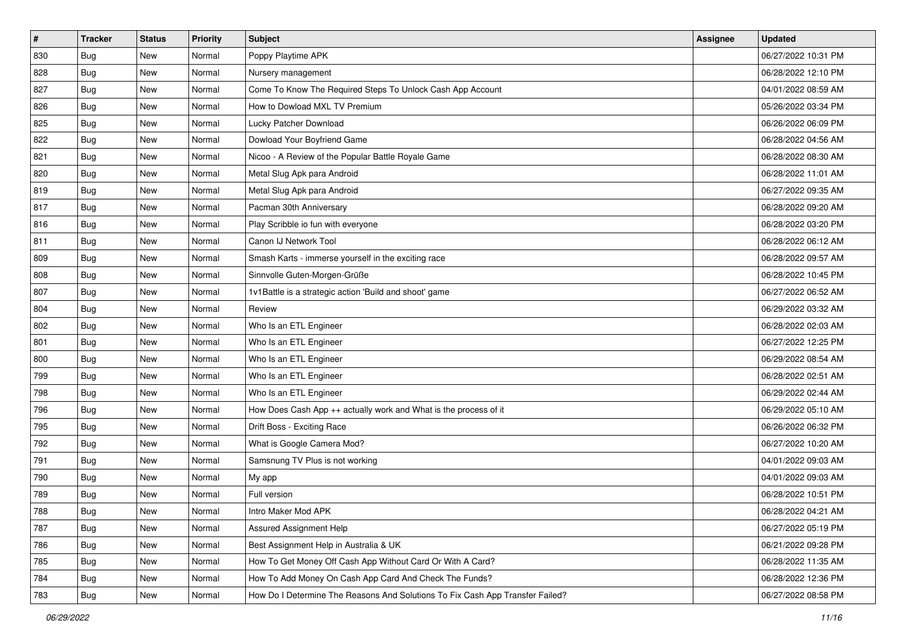| # | Tracker | Status | Priority | Subject | Assignee | Updated |
|---|---|---|---|---|---|---|
| 830 | Bug | New | Normal | Poppy Playtime APK | | 06/27/2022 10:31 PM |
| 828 | Bug | New | Normal | Nursery management | | 06/28/2022 12:10 PM |
| 827 | Bug | New | Normal | Come To Know The Required Steps To Unlock Cash App Account | | 04/01/2022 08:59 AM |
| 826 | Bug | New | Normal | How to Dowload MXL TV Premium | | 05/26/2022 03:34 PM |
| 825 | Bug | New | Normal | Lucky Patcher Download | | 06/26/2022 06:09 PM |
| 822 | Bug | New | Normal | Dowload Your Boyfriend Game | | 06/28/2022 04:56 AM |
| 821 | Bug | New | Normal | Nicoo - A Review of the Popular Battle Royale Game | | 06/28/2022 08:30 AM |
| 820 | Bug | New | Normal | Metal Slug Apk para Android | | 06/28/2022 11:01 AM |
| 819 | Bug | New | Normal | Metal Slug Apk para Android | | 06/27/2022 09:35 AM |
| 817 | Bug | New | Normal | Pacman 30th Anniversary | | 06/28/2022 09:20 AM |
| 816 | Bug | New | Normal | Play Scribble io fun with everyone | | 06/28/2022 03:20 PM |
| 811 | Bug | New | Normal | Canon IJ Network Tool | | 06/28/2022 06:12 AM |
| 809 | Bug | New | Normal | Smash Karts - immerse yourself in the exciting race | | 06/28/2022 09:57 AM |
| 808 | Bug | New | Normal | Sinnvolle Guten-Morgen-Grüße | | 06/28/2022 10:45 PM |
| 807 | Bug | New | Normal | 1v1Battle is a strategic action 'Build and shoot' game | | 06/27/2022 06:52 AM |
| 804 | Bug | New | Normal | Review | | 06/29/2022 03:32 AM |
| 802 | Bug | New | Normal | Who Is an ETL Engineer | | 06/28/2022 02:03 AM |
| 801 | Bug | New | Normal | Who Is an ETL Engineer | | 06/27/2022 12:25 PM |
| 800 | Bug | New | Normal | Who Is an ETL Engineer | | 06/29/2022 08:54 AM |
| 799 | Bug | New | Normal | Who Is an ETL Engineer | | 06/28/2022 02:51 AM |
| 798 | Bug | New | Normal | Who Is an ETL Engineer | | 06/29/2022 02:44 AM |
| 796 | Bug | New | Normal | How Does Cash App ++ actually work and What is the process of it | | 06/29/2022 05:10 AM |
| 795 | Bug | New | Normal | Drift Boss - Exciting Race | | 06/26/2022 06:32 PM |
| 792 | Bug | New | Normal | What is Google Camera Mod? | | 06/27/2022 10:20 AM |
| 791 | Bug | New | Normal | Samsnung TV Plus is not working | | 04/01/2022 09:03 AM |
| 790 | Bug | New | Normal | My app | | 04/01/2022 09:03 AM |
| 789 | Bug | New | Normal | Full version | | 06/28/2022 10:51 PM |
| 788 | Bug | New | Normal | Intro Maker Mod APK | | 06/28/2022 04:21 AM |
| 787 | Bug | New | Normal | Assured Assignment Help | | 06/27/2022 05:19 PM |
| 786 | Bug | New | Normal | Best Assignment Help in Australia & UK | | 06/21/2022 09:28 PM |
| 785 | Bug | New | Normal | How To Get Money Off Cash App Without Card Or With A Card? | | 06/28/2022 11:35 AM |
| 784 | Bug | New | Normal | How To Add Money On Cash App Card And Check The Funds? | | 06/28/2022 12:36 PM |
| 783 | Bug | New | Normal | How Do I Determine The Reasons And Solutions To Fix Cash App Transfer Failed? | | 06/27/2022 08:58 PM |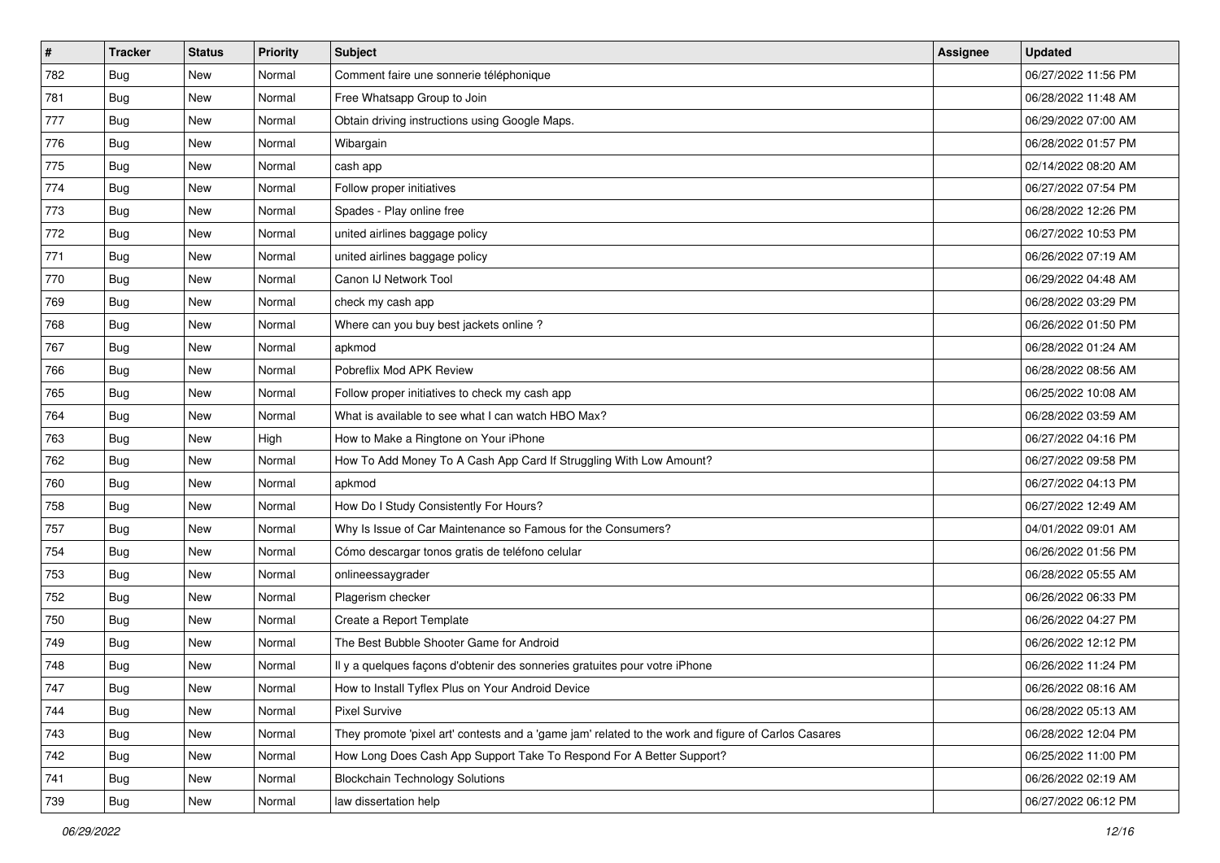| # | Tracker | Status | Priority | Subject | Assignee | Updated |
| --- | --- | --- | --- | --- | --- | --- |
| 782 | Bug | New | Normal | Comment faire une sonnerie téléphonique | | 06/27/2022 11:56 PM |
| 781 | Bug | New | Normal | Free Whatsapp Group to Join | | 06/28/2022 11:48 AM |
| 777 | Bug | New | Normal | Obtain driving instructions using Google Maps. | | 06/29/2022 07:00 AM |
| 776 | Bug | New | Normal | Wibargain | | 06/28/2022 01:57 PM |
| 775 | Bug | New | Normal | cash app | | 02/14/2022 08:20 AM |
| 774 | Bug | New | Normal | Follow proper initiatives | | 06/27/2022 07:54 PM |
| 773 | Bug | New | Normal | Spades - Play online free | | 06/28/2022 12:26 PM |
| 772 | Bug | New | Normal | united airlines baggage policy | | 06/27/2022 10:53 PM |
| 771 | Bug | New | Normal | united airlines baggage policy | | 06/26/2022 07:19 AM |
| 770 | Bug | New | Normal | Canon IJ Network Tool | | 06/29/2022 04:48 AM |
| 769 | Bug | New | Normal | check my cash app | | 06/28/2022 03:29 PM |
| 768 | Bug | New | Normal | Where can you buy best jackets online ? | | 06/26/2022 01:50 PM |
| 767 | Bug | New | Normal | apkmod | | 06/28/2022 01:24 AM |
| 766 | Bug | New | Normal | Pobreflix Mod APK Review | | 06/28/2022 08:56 AM |
| 765 | Bug | New | Normal | Follow proper initiatives to check my cash app | | 06/25/2022 10:08 AM |
| 764 | Bug | New | Normal | What is available to see what I can watch HBO Max? | | 06/28/2022 03:59 AM |
| 763 | Bug | New | High | How to Make a Ringtone on Your iPhone | | 06/27/2022 04:16 PM |
| 762 | Bug | New | Normal | How To Add Money To A Cash App Card If Struggling With Low Amount? | | 06/27/2022 09:58 PM |
| 760 | Bug | New | Normal | apkmod | | 06/27/2022 04:13 PM |
| 758 | Bug | New | Normal | How Do I Study Consistently For Hours? | | 06/27/2022 12:49 AM |
| 757 | Bug | New | Normal | Why Is Issue of Car Maintenance so Famous for the Consumers? | | 04/01/2022 09:01 AM |
| 754 | Bug | New | Normal | Cómo descargar tonos gratis de teléfono celular | | 06/26/2022 01:56 PM |
| 753 | Bug | New | Normal | onlineessaygrader | | 06/28/2022 05:55 AM |
| 752 | Bug | New | Normal | Plagerism checker | | 06/26/2022 06:33 PM |
| 750 | Bug | New | Normal | Create a Report Template | | 06/26/2022 04:27 PM |
| 749 | Bug | New | Normal | The Best Bubble Shooter Game for Android | | 06/26/2022 12:12 PM |
| 748 | Bug | New | Normal | Il y a quelques façons d'obtenir des sonneries gratuites pour votre iPhone | | 06/26/2022 11:24 PM |
| 747 | Bug | New | Normal | How to Install Tyflex Plus on Your Android Device | | 06/26/2022 08:16 AM |
| 744 | Bug | New | Normal | Pixel Survive | | 06/28/2022 05:13 AM |
| 743 | Bug | New | Normal | They promote 'pixel art' contests and a 'game jam' related to the work and figure of Carlos Casares | | 06/28/2022 12:04 PM |
| 742 | Bug | New | Normal | How Long Does Cash App Support Take To Respond For A Better Support? | | 06/25/2022 11:00 PM |
| 741 | Bug | New | Normal | Blockchain Technology Solutions | | 06/26/2022 02:19 AM |
| 739 | Bug | New | Normal | law dissertation help | | 06/27/2022 06:12 PM |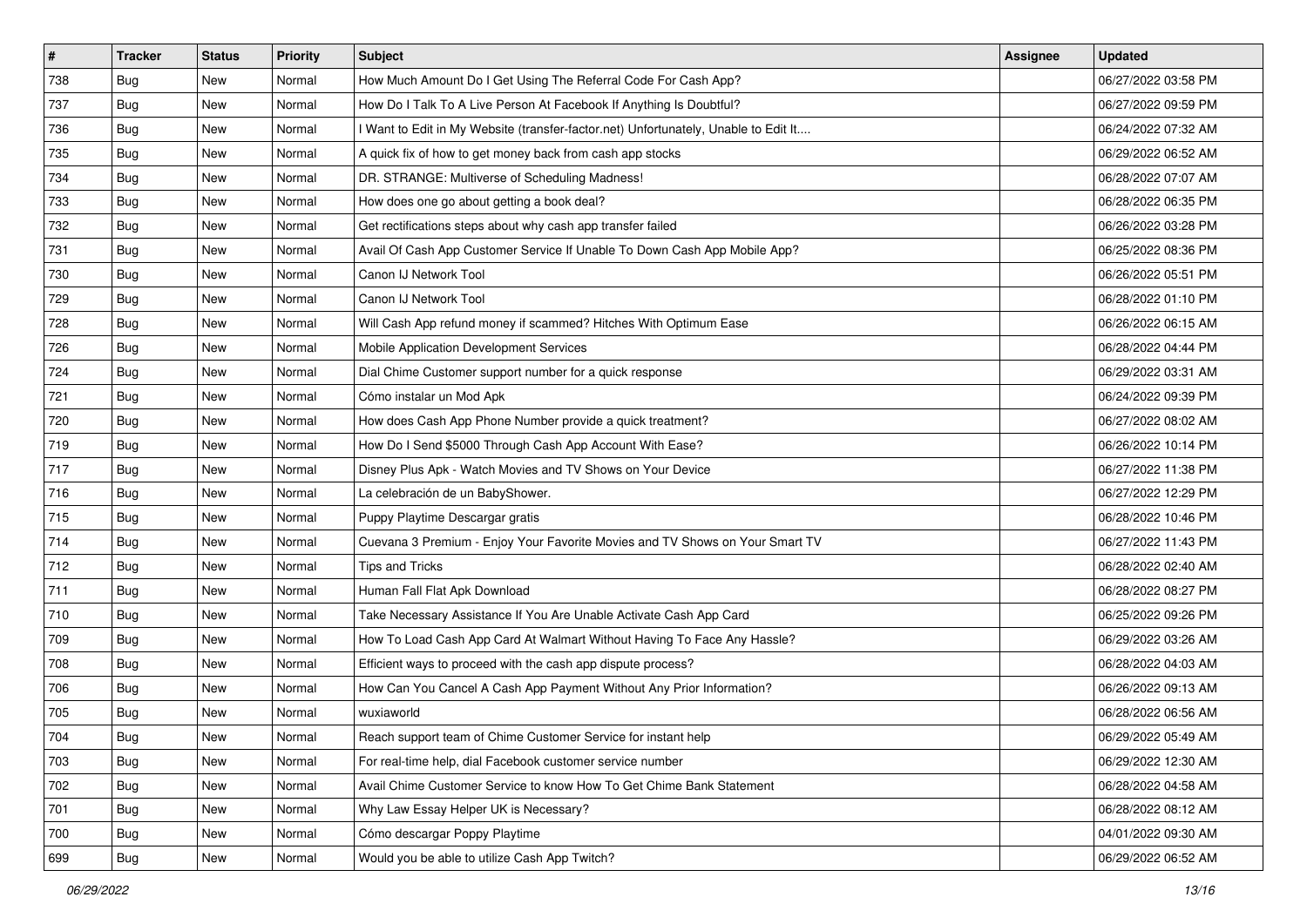| # | Tracker | Status | Priority | Subject | Assignee | Updated |
|---|---|---|---|---|---|---|
| 738 | Bug | New | Normal | How Much Amount Do I Get Using The Referral Code For Cash App? | | 06/27/2022 03:58 PM |
| 737 | Bug | New | Normal | How Do I Talk To A Live Person At Facebook If Anything Is Doubtful? | | 06/27/2022 09:59 PM |
| 736 | Bug | New | Normal | I Want to Edit in My Website (transfer-factor.net) Unfortunately, Unable to Edit It.... | | 06/24/2022 07:32 AM |
| 735 | Bug | New | Normal | A quick fix of how to get money back from cash app stocks | | 06/29/2022 06:52 AM |
| 734 | Bug | New | Normal | DR. STRANGE: Multiverse of Scheduling Madness! | | 06/28/2022 07:07 AM |
| 733 | Bug | New | Normal | How does one go about getting a book deal? | | 06/28/2022 06:35 PM |
| 732 | Bug | New | Normal | Get rectifications steps about why cash app transfer failed | | 06/26/2022 03:28 PM |
| 731 | Bug | New | Normal | Avail Of Cash App Customer Service If Unable To Down Cash App Mobile App? | | 06/25/2022 08:36 PM |
| 730 | Bug | New | Normal | Canon IJ Network Tool | | 06/26/2022 05:51 PM |
| 729 | Bug | New | Normal | Canon IJ Network Tool | | 06/28/2022 01:10 PM |
| 728 | Bug | New | Normal | Will Cash App refund money if scammed? Hitches With Optimum Ease | | 06/26/2022 06:15 AM |
| 726 | Bug | New | Normal | Mobile Application Development Services | | 06/28/2022 04:44 PM |
| 724 | Bug | New | Normal | Dial Chime Customer support number for a quick response | | 06/29/2022 03:31 AM |
| 721 | Bug | New | Normal | Cómo instalar un Mod Apk | | 06/24/2022 09:39 PM |
| 720 | Bug | New | Normal | How does Cash App Phone Number provide a quick treatment? | | 06/27/2022 08:02 AM |
| 719 | Bug | New | Normal | How Do I Send $5000 Through Cash App Account With Ease? | | 06/26/2022 10:14 PM |
| 717 | Bug | New | Normal | Disney Plus Apk - Watch Movies and TV Shows on Your Device | | 06/27/2022 11:38 PM |
| 716 | Bug | New | Normal | La celebración de un BabyShower. | | 06/27/2022 12:29 PM |
| 715 | Bug | New | Normal | Puppy Playtime Descargar gratis | | 06/28/2022 10:46 PM |
| 714 | Bug | New | Normal | Cuevana 3 Premium - Enjoy Your Favorite Movies and TV Shows on Your Smart TV | | 06/27/2022 11:43 PM |
| 712 | Bug | New | Normal | Tips and Tricks | | 06/28/2022 02:40 AM |
| 711 | Bug | New | Normal | Human Fall Flat Apk Download | | 06/28/2022 08:27 PM |
| 710 | Bug | New | Normal | Take Necessary Assistance If You Are Unable Activate Cash App Card | | 06/25/2022 09:26 PM |
| 709 | Bug | New | Normal | How To Load Cash App Card At Walmart Without Having To Face Any Hassle? | | 06/29/2022 03:26 AM |
| 708 | Bug | New | Normal | Efficient ways to proceed with the cash app dispute process? | | 06/28/2022 04:03 AM |
| 706 | Bug | New | Normal | How Can You Cancel A Cash App Payment Without Any Prior Information? | | 06/26/2022 09:13 AM |
| 705 | Bug | New | Normal | wuxiaworld | | 06/28/2022 06:56 AM |
| 704 | Bug | New | Normal | Reach support team of Chime Customer Service for instant help | | 06/29/2022 05:49 AM |
| 703 | Bug | New | Normal | For real-time help, dial Facebook customer service number | | 06/29/2022 12:30 AM |
| 702 | Bug | New | Normal | Avail Chime Customer Service to know How To Get Chime Bank Statement | | 06/28/2022 04:58 AM |
| 701 | Bug | New | Normal | Why Law Essay Helper UK is Necessary? | | 06/28/2022 08:12 AM |
| 700 | Bug | New | Normal | Cómo descargar Poppy Playtime | | 04/01/2022 09:30 AM |
| 699 | Bug | New | Normal | Would you be able to utilize Cash App Twitch? | | 06/29/2022 06:52 AM |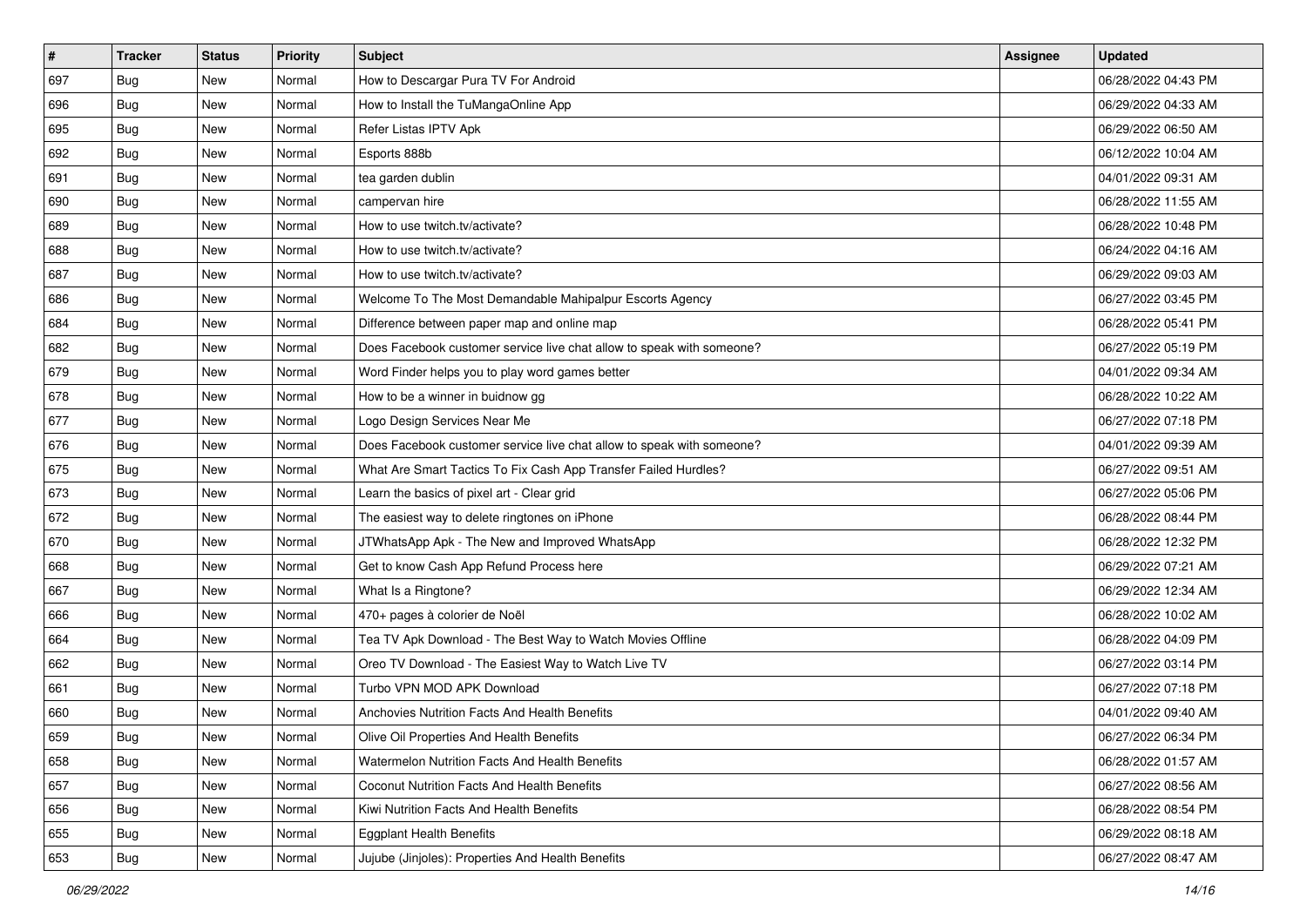| # | Tracker | Status | Priority | Subject | Assignee | Updated |
|---|---|---|---|---|---|---|
| 697 | Bug | New | Normal | How to Descargar Pura TV For Android | | 06/28/2022 04:43 PM |
| 696 | Bug | New | Normal | How to Install the TuMangaOnline App | | 06/29/2022 04:33 AM |
| 695 | Bug | New | Normal | Refer Listas IPTV Apk | | 06/29/2022 06:50 AM |
| 692 | Bug | New | Normal | Esports 888b | | 06/12/2022 10:04 AM |
| 691 | Bug | New | Normal | tea garden dublin | | 04/01/2022 09:31 AM |
| 690 | Bug | New | Normal | campervan hire | | 06/28/2022 11:55 AM |
| 689 | Bug | New | Normal | How to use twitch.tv/activate? | | 06/28/2022 10:48 PM |
| 688 | Bug | New | Normal | How to use twitch.tv/activate? | | 06/24/2022 04:16 AM |
| 687 | Bug | New | Normal | How to use twitch.tv/activate? | | 06/29/2022 09:03 AM |
| 686 | Bug | New | Normal | Welcome To The Most Demandable Mahipalpur Escorts Agency | | 06/27/2022 03:45 PM |
| 684 | Bug | New | Normal | Difference between paper map and online map | | 06/28/2022 05:41 PM |
| 682 | Bug | New | Normal | Does Facebook customer service live chat allow to speak with someone? | | 06/27/2022 05:19 PM |
| 679 | Bug | New | Normal | Word Finder helps you to play word games better | | 04/01/2022 09:34 AM |
| 678 | Bug | New | Normal | How to be a winner in buidnow gg | | 06/28/2022 10:22 AM |
| 677 | Bug | New | Normal | Logo Design Services Near Me | | 06/27/2022 07:18 PM |
| 676 | Bug | New | Normal | Does Facebook customer service live chat allow to speak with someone? | | 04/01/2022 09:39 AM |
| 675 | Bug | New | Normal | What Are Smart Tactics To Fix Cash App Transfer Failed Hurdles? | | 06/27/2022 09:51 AM |
| 673 | Bug | New | Normal | Learn the basics of pixel art - Clear grid | | 06/27/2022 05:06 PM |
| 672 | Bug | New | Normal | The easiest way to delete ringtones on iPhone | | 06/28/2022 08:44 PM |
| 670 | Bug | New | Normal | JTWhatsApp Apk - The New and Improved WhatsApp | | 06/28/2022 12:32 PM |
| 668 | Bug | New | Normal | Get to know Cash App Refund Process here | | 06/29/2022 07:21 AM |
| 667 | Bug | New | Normal | What Is a Ringtone? | | 06/29/2022 12:34 AM |
| 666 | Bug | New | Normal | 470+ pages à colorier de Noël | | 06/28/2022 10:02 AM |
| 664 | Bug | New | Normal | Tea TV Apk Download - The Best Way to Watch Movies Offline | | 06/28/2022 04:09 PM |
| 662 | Bug | New | Normal | Oreo TV Download - The Easiest Way to Watch Live TV | | 06/27/2022 03:14 PM |
| 661 | Bug | New | Normal | Turbo VPN MOD APK Download | | 06/27/2022 07:18 PM |
| 660 | Bug | New | Normal | Anchovies Nutrition Facts And Health Benefits | | 04/01/2022 09:40 AM |
| 659 | Bug | New | Normal | Olive Oil Properties And Health Benefits | | 06/27/2022 06:34 PM |
| 658 | Bug | New | Normal | Watermelon Nutrition Facts And Health Benefits | | 06/28/2022 01:57 AM |
| 657 | Bug | New | Normal | Coconut Nutrition Facts And Health Benefits | | 06/27/2022 08:56 AM |
| 656 | Bug | New | Normal | Kiwi Nutrition Facts And Health Benefits | | 06/28/2022 08:54 PM |
| 655 | Bug | New | Normal | Eggplant Health Benefits | | 06/29/2022 08:18 AM |
| 653 | Bug | New | Normal | Jujube (Jinjoles): Properties And Health Benefits | | 06/27/2022 08:47 AM |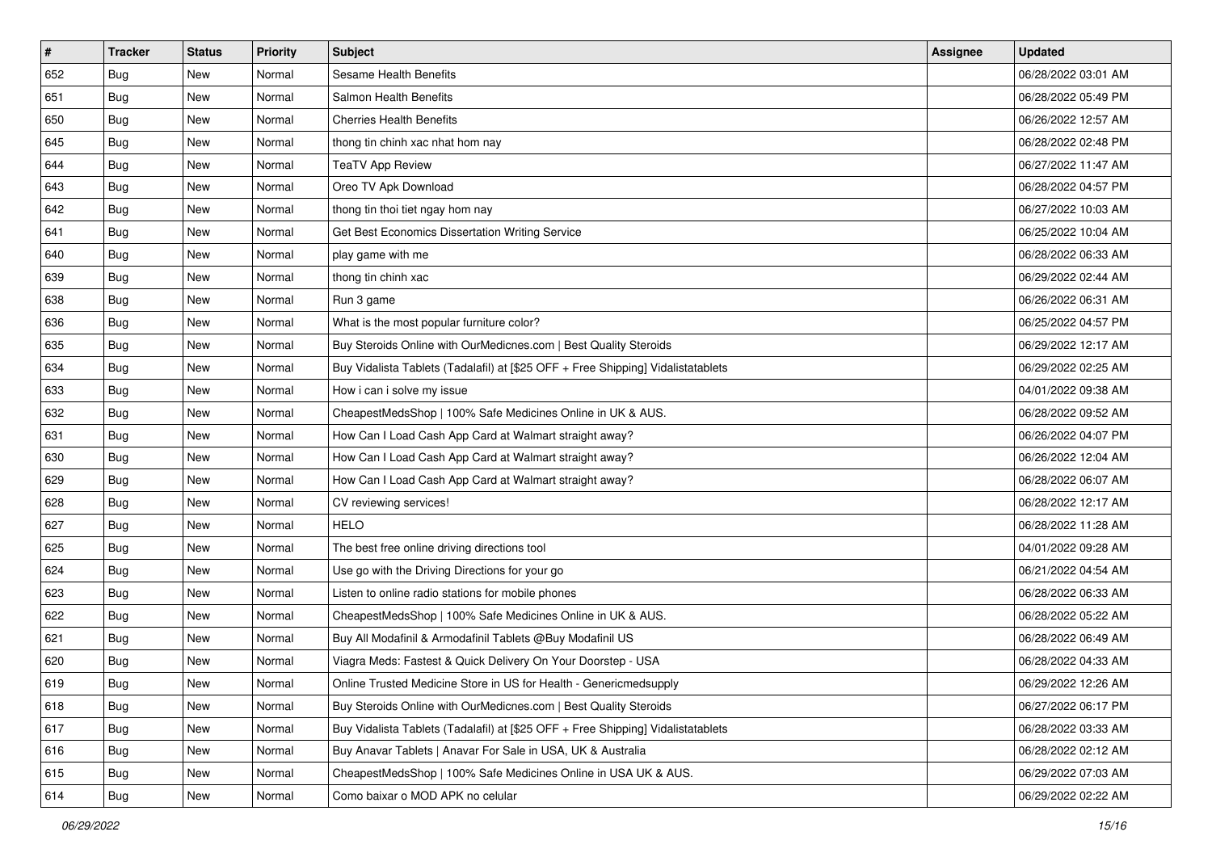| # | Tracker | Status | Priority | Subject | Assignee | Updated |
|---|---|---|---|---|---|---|
| 652 | Bug | New | Normal | Sesame Health Benefits | | 06/28/2022 03:01 AM |
| 651 | Bug | New | Normal | Salmon Health Benefits | | 06/28/2022 05:49 PM |
| 650 | Bug | New | Normal | Cherries Health Benefits | | 06/26/2022 12:57 AM |
| 645 | Bug | New | Normal | thong tin chinh xac nhat hom nay | | 06/28/2022 02:48 PM |
| 644 | Bug | New | Normal | TeaTV App Review | | 06/27/2022 11:47 AM |
| 643 | Bug | New | Normal | Oreo TV Apk Download | | 06/28/2022 04:57 PM |
| 642 | Bug | New | Normal | thong tin thoi tiet ngay hom nay | | 06/27/2022 10:03 AM |
| 641 | Bug | New | Normal | Get Best Economics Dissertation Writing Service | | 06/25/2022 10:04 AM |
| 640 | Bug | New | Normal | play game with me | | 06/28/2022 06:33 AM |
| 639 | Bug | New | Normal | thong tin chinh xac | | 06/29/2022 02:44 AM |
| 638 | Bug | New | Normal | Run 3 game | | 06/26/2022 06:31 AM |
| 636 | Bug | New | Normal | What is the most popular furniture color? | | 06/25/2022 04:57 PM |
| 635 | Bug | New | Normal | Buy Steroids Online with OurMedicnes.com \| Best Quality Steroids | | 06/29/2022 12:17 AM |
| 634 | Bug | New | Normal | Buy Vidalista Tablets (Tadalafil) at [$25 OFF + Free Shipping] Vidalistatablets | | 06/29/2022 02:25 AM |
| 633 | Bug | New | Normal | How i can i solve my issue | | 04/01/2022 09:38 AM |
| 632 | Bug | New | Normal | CheapestMedsShop \| 100% Safe Medicines Online in UK & AUS. | | 06/28/2022 09:52 AM |
| 631 | Bug | New | Normal | How Can I Load Cash App Card at Walmart straight away? | | 06/26/2022 04:07 PM |
| 630 | Bug | New | Normal | How Can I Load Cash App Card at Walmart straight away? | | 06/26/2022 12:04 AM |
| 629 | Bug | New | Normal | How Can I Load Cash App Card at Walmart straight away? | | 06/28/2022 06:07 AM |
| 628 | Bug | New | Normal | CV reviewing services! | | 06/28/2022 12:17 AM |
| 627 | Bug | New | Normal | HELO | | 06/28/2022 11:28 AM |
| 625 | Bug | New | Normal | The best free online driving directions tool | | 04/01/2022 09:28 AM |
| 624 | Bug | New | Normal | Use go with the Driving Directions for your go | | 06/21/2022 04:54 AM |
| 623 | Bug | New | Normal | Listen to online radio stations for mobile phones | | 06/28/2022 06:33 AM |
| 622 | Bug | New | Normal | CheapestMedsShop \| 100% Safe Medicines Online in UK & AUS. | | 06/28/2022 05:22 AM |
| 621 | Bug | New | Normal | Buy All Modafinil & Armodafinil Tablets @Buy Modafinil US | | 06/28/2022 06:49 AM |
| 620 | Bug | New | Normal | Viagra Meds: Fastest & Quick Delivery On Your Doorstep - USA | | 06/28/2022 04:33 AM |
| 619 | Bug | New | Normal | Online Trusted Medicine Store in US for Health - Genericmedsupply | | 06/29/2022 12:26 AM |
| 618 | Bug | New | Normal | Buy Steroids Online with OurMedicnes.com \| Best Quality Steroids | | 06/27/2022 06:17 PM |
| 617 | Bug | New | Normal | Buy Vidalista Tablets (Tadalafil) at [$25 OFF + Free Shipping] Vidalistatablets | | 06/28/2022 03:33 AM |
| 616 | Bug | New | Normal | Buy Anavar Tablets \| Anavar For Sale in USA, UK & Australia | | 06/28/2022 02:12 AM |
| 615 | Bug | New | Normal | CheapestMedsShop \| 100% Safe Medicines Online in USA UK & AUS. | | 06/29/2022 07:03 AM |
| 614 | Bug | New | Normal | Como baixar o MOD APK no celular | | 06/29/2022 02:22 AM |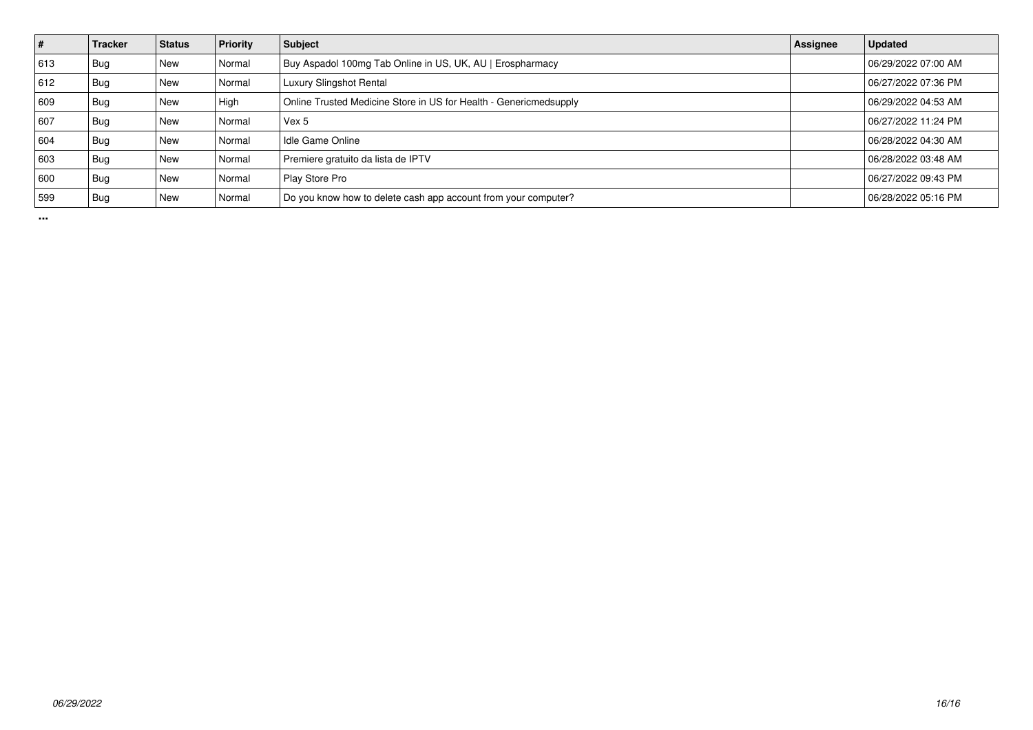| # | Tracker | Status | Priority | Subject | Assignee | Updated |
| --- | --- | --- | --- | --- | --- | --- |
| 613 | Bug | New | Normal | Buy Aspadol 100mg Tab Online in US, UK, AU \| Erospharmacy | | 06/29/2022 07:00 AM |
| 612 | Bug | New | Normal | Luxury Slingshot Rental | | 06/27/2022 07:36 PM |
| 609 | Bug | New | High | Online Trusted Medicine Store in US for Health - Genericmedsupply | | 06/29/2022 04:53 AM |
| 607 | Bug | New | Normal | Vex 5 | | 06/27/2022 11:24 PM |
| 604 | Bug | New | Normal | Idle Game Online | | 06/28/2022 04:30 AM |
| 603 | Bug | New | Normal | Premiere gratuito da lista de IPTV | | 06/28/2022 03:48 AM |
| 600 | Bug | New | Normal | Play Store Pro | | 06/27/2022 09:43 PM |
| 599 | Bug | New | Normal | Do you know how to delete cash app account from your computer? | | 06/28/2022 05:16 PM |

...